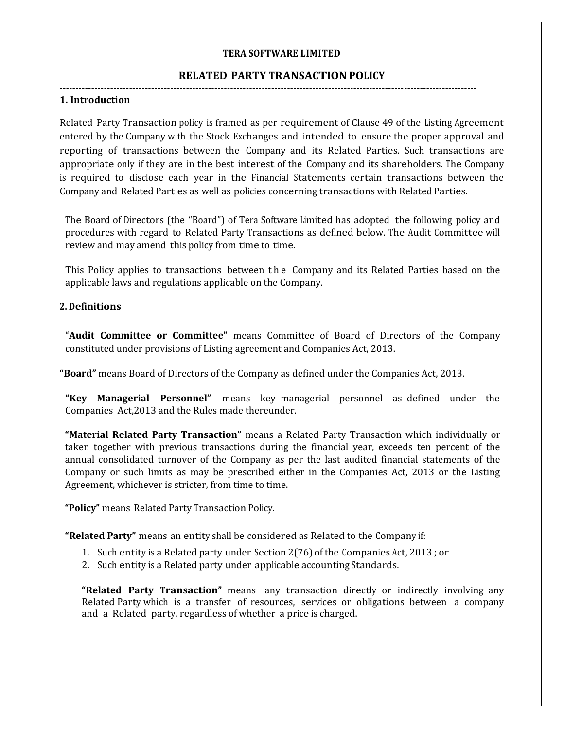# TERA SOFTWARE LIMITED

## RELATED PARTY TRANSACTION POLICY

---

### 1. Introduction

Related Party Transaction policy is framed as per requirement of Clause 49 of the Listing Agreement entered by the Company with the Stock Exchanges and intended to ensure the proper approval and reporting of transactions between the Company and its Related Parties. Such transactions are appropriate only if they are in the best interest of the Company and its shareholders. The Company is required to disclose each year in the Financial Statements certain transactions between the Company and Related Parties as well as policies concerning transactions with Related Parties.

The Board of Directors (the "Board") of Tera Software Limited has adopted the following policy and procedures with regard to Related Party Transactions as defined below. The Audit Committee will review and may amend this policy from time to time.

This Policy applies to transactions between the Company and its Related Parties based on the applicable laws and regulations applicable on the Company.

### 2. Definitions

"**Audit Committee or Committee"** means Committee of Board of Directors of the Company constituted under provisions of Listing agreement and Companies Act, 2013.

**"Board"** means Board of Directors of the Company as defined under the Companies Act, 2013.

**"Key Managerial Personnel"** means key managerial personnel as defined under the Companies Act,2013 and the Rules made thereunder.

**"Material Related Party Transaction"** means a Related Party Transaction which individually or taken together with previous transactions during the financial year, exceeds ten percent of the annual consolidated turnover of the Company as per the last audited financial statements of the Company or such limits as may be prescribed either in the Companies Act, 2013 or the Listing Agreement, whichever is stricter, from time to time.

**"Policy"** means Related Party Transaction Policy.

**"Related Party"** means an entity shall be considered as Related to the Company if:

1. Such entity is a Related party under Section 2(76) of the Companies Act, 2013 ; or
2. Such entity is a Related party under applicable accounting Standards.

**"Related Party Transaction"** means any transaction directly or indirectly involving any Related Party which is a transfer of resources, services or obligations between a company and a Related party, regardless of whether a price is charged.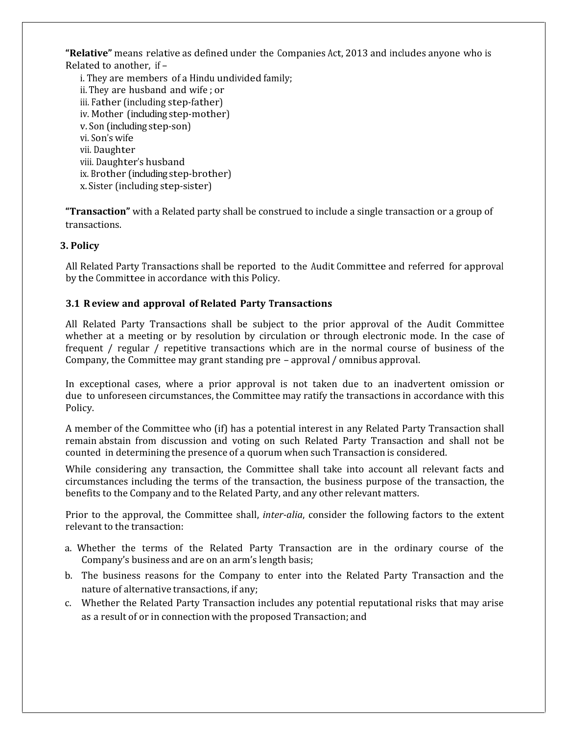**"Relative"** means relative as defined under the Companies Act, 2013 and includes anyone who is Related to another, if –

i. They are members of a Hindu undivided family;
ii. They are husband and wife ; or
iii. Father (including step-father)
iv. Mother (including step-mother)
v. Son (including step-son)
vi. Son's wife
vii. Daughter
viii. Daughter's husband
ix. Brother (including step-brother)
x. Sister (including step-sister)

**"Transaction"** with a Related party shall be construed to include a single transaction or a group of transactions.

## 3. Policy

All Related Party Transactions shall be reported to the Audit Committee and referred for approval by the Committee in accordance with this Policy.

### 3.1 Review and approval of Related Party Transactions

All Related Party Transactions shall be subject to the prior approval of the Audit Committee whether at a meeting or by resolution by circulation or through electronic mode. In the case of frequent / regular / repetitive transactions which are in the normal course of business of the Company, the Committee may grant standing pre – approval / omnibus approval.

In exceptional cases, where a prior approval is not taken due to an inadvertent omission or due to unforeseen circumstances, the Committee may ratify the transactions in accordance with this Policy.

A member of the Committee who (if) has a potential interest in any Related Party Transaction shall remain abstain from discussion and voting on such Related Party Transaction and shall not be counted in determining the presence of a quorum when such Transaction is considered.

While considering any transaction, the Committee shall take into account all relevant facts and circumstances including the terms of the transaction, the business purpose of the transaction, the benefits to the Company and to the Related Party, and any other relevant matters.

Prior to the approval, the Committee shall, *inter-alia*, consider the following factors to the extent relevant to the transaction:

a. Whether the terms of the Related Party Transaction are in the ordinary course of the Company's business and are on an arm's length basis;
b. The business reasons for the Company to enter into the Related Party Transaction and the nature of alternative transactions, if any;
c. Whether the Related Party Transaction includes any potential reputational risks that may arise as a result of or in connection with the proposed Transaction; and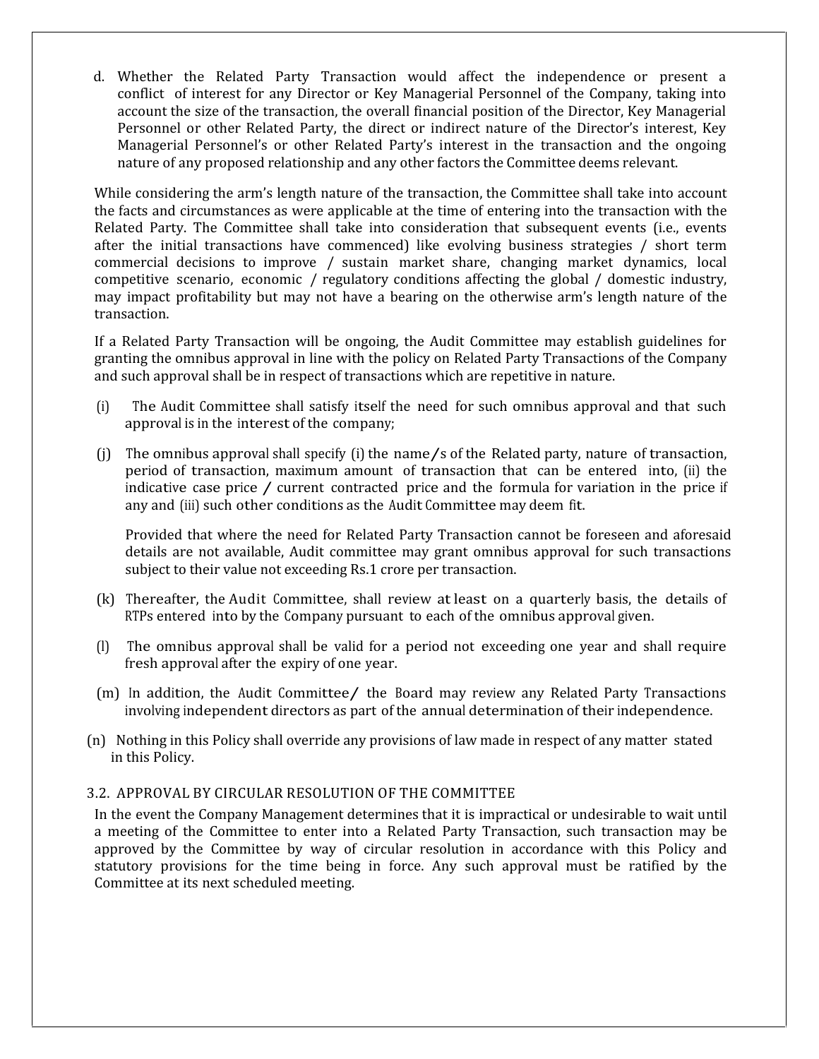d. Whether the Related Party Transaction would affect the independence or present a conflict of interest for any Director or Key Managerial Personnel of the Company, taking into account the size of the transaction, the overall financial position of the Director, Key Managerial Personnel or other Related Party, the direct or indirect nature of the Director's interest, Key Managerial Personnel's or other Related Party's interest in the transaction and the ongoing nature of any proposed relationship and any other factors the Committee deems relevant.

While considering the arm's length nature of the transaction, the Committee shall take into account the facts and circumstances as were applicable at the time of entering into the transaction with the Related Party. The Committee shall take into consideration that subsequent events (i.e., events after the initial transactions have commenced) like evolving business strategies / short term commercial decisions to improve / sustain market share, changing market dynamics, local competitive scenario, economic / regulatory conditions affecting the global / domestic industry, may impact profitability but may not have a bearing on the otherwise arm's length nature of the transaction.

If a Related Party Transaction will be ongoing, the Audit Committee may establish guidelines for granting the omnibus approval in line with the policy on Related Party Transactions of the Company and such approval shall be in respect of transactions which are repetitive in nature.

(i) The Audit Committee shall satisfy itself the need for such omnibus approval and that such approval is in the interest of the company;

(j) The omnibus approval shall specify (i) the name/s of the Related party, nature of transaction, period of transaction, maximum amount of transaction that can be entered into, (ii) the indicative case price / current contracted price and the formula for variation in the price if any and (iii) such other conditions as the Audit Committee may deem fit.

Provided that where the need for Related Party Transaction cannot be foreseen and aforesaid details are not available, Audit committee may grant omnibus approval for such transactions subject to their value not exceeding Rs.1 crore per transaction.

(k) Thereafter, the Audit Committee, shall review at least on a quarterly basis, the details of RTPs entered into by the Company pursuant to each of the omnibus approval given.

(l) The omnibus approval shall be valid for a period not exceeding one year and shall require fresh approval after the expiry of one year.

(m) In addition, the Audit Committee/ the Board may review any Related Party Transactions involving independent directors as part of the annual determination of their independence.

(n) Nothing in this Policy shall override any provisions of law made in respect of any matter stated in this Policy.

### 3.2. APPROVAL BY CIRCULAR RESOLUTION OF THE COMMITTEE

In the event the Company Management determines that it is impractical or undesirable to wait until a meeting of the Committee to enter into a Related Party Transaction, such transaction may be approved by the Committee by way of circular resolution in accordance with this Policy and statutory provisions for the time being in force. Any such approval must be ratified by the Committee at its next scheduled meeting.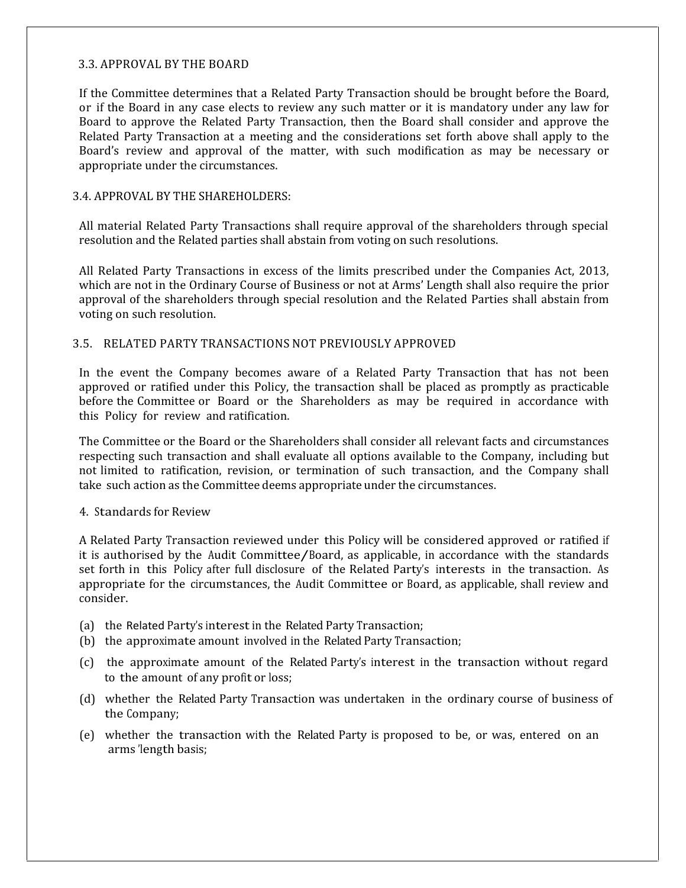### 3.3. APPROVAL BY THE BOARD

If the Committee determines that a Related Party Transaction should be brought before the Board, or if the Board in any case elects to review any such matter or it is mandatory under any law for Board to approve the Related Party Transaction, then the Board shall consider and approve the Related Party Transaction at a meeting and the considerations set forth above shall apply to the Board's review and approval of the matter, with such modification as may be necessary or appropriate under the circumstances.

### 3.4. APPROVAL BY THE SHAREHOLDERS:

All material Related Party Transactions shall require approval of the shareholders through special resolution and the Related parties shall abstain from voting on such resolutions.

All Related Party Transactions in excess of the limits prescribed under the Companies Act, 2013, which are not in the Ordinary Course of Business or not at Arms' Length shall also require the prior approval of the shareholders through special resolution and the Related Parties shall abstain from voting on such resolution.

### 3.5. RELATED PARTY TRANSACTIONS NOT PREVIOUSLY APPROVED

In the event the Company becomes aware of a Related Party Transaction that has not been approved or ratified under this Policy, the transaction shall be placed as promptly as practicable before the Committee or Board or the Shareholders as may be required in accordance with this Policy for review and ratification.

The Committee or the Board or the Shareholders shall consider all relevant facts and circumstances respecting such transaction and shall evaluate all options available to the Company, including but not limited to ratification, revision, or termination of such transaction, and the Company shall take such action as the Committee deems appropriate under the circumstances.

## 4. Standards for Review

A Related Party Transaction reviewed under this Policy will be considered approved or ratified if it is authorised by the Audit Committee/Board, as applicable, in accordance with the standards set forth in this Policy after full disclosure of the Related Party's interests in the transaction. As appropriate for the circumstances, the Audit Committee or Board, as applicable, shall review and consider.

(a) the Related Party's interest in the Related Party Transaction;

(b) the approximate amount involved in the Related Party Transaction;

(c) the approximate amount of the Related Party's interest in the transaction without regard to the amount of any profit or loss;

(d) whether the Related Party Transaction was undertaken in the ordinary course of business of the Company;

(e) whether the transaction with the Related Party is proposed to be, or was, entered on an arms 'length basis;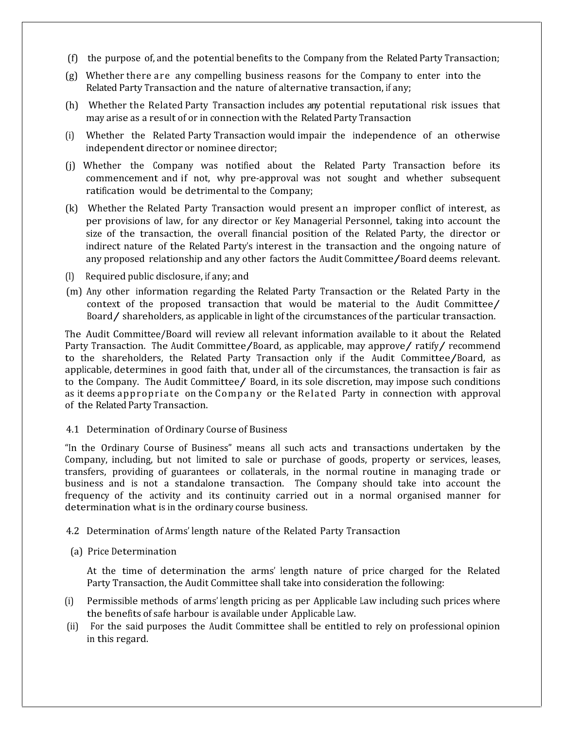(f) the purpose of, and the potential benefits to the Company from the Related Party Transaction;

(g) Whether there are any compelling business reasons for the Company to enter into the Related Party Transaction and the nature of alternative transaction, if any;

(h) Whether the Related Party Transaction includes any potential reputational risk issues that may arise as a result of or in connection with the Related Party Transaction

(i) Whether the Related Party Transaction would impair the independence of an otherwise independent director or nominee director;

(j) Whether the Company was notified about the Related Party Transaction before its commencement and if not, why pre-approval was not sought and whether subsequent ratification would be detrimental to the Company;

(k) Whether the Related Party Transaction would present an improper conflict of interest, as per provisions of law, for any director or Key Managerial Personnel, taking into account the size of the transaction, the overall financial position of the Related Party, the director or indirect nature of the Related Party's interest in the transaction and the ongoing nature of any proposed relationship and any other factors the Audit Committee/Board deems relevant.

(l) Required public disclosure, if any; and

(m) Any other information regarding the Related Party Transaction or the Related Party in the context of the proposed transaction that would be material to the Audit Committee/ Board/ shareholders, as applicable in light of the circumstances of the particular transaction.

The Audit Committee/Board will review all relevant information available to it about the Related Party Transaction. The Audit Committee/Board, as applicable, may approve/ ratify/ recommend to the shareholders, the Related Party Transaction only if the Audit Committee/Board, as applicable, determines in good faith that, under all of the circumstances, the transaction is fair as to the Company. The Audit Committee/ Board, in its sole discretion, may impose such conditions as it deems appropriate on the Company or the Related Party in connection with approval of the Related Party Transaction.

4.1 Determination of Ordinary Course of Business

"In the Ordinary Course of Business" means all such acts and transactions undertaken by the Company, including, but not limited to sale or purchase of goods, property or services, leases, transfers, providing of guarantees or collaterals, in the normal routine in managing trade or business and is not a standalone transaction. The Company should take into account the frequency of the activity and its continuity carried out in a normal organised manner for determination what is in the ordinary course business.

4.2 Determination of Arms' length nature of the Related Party Transaction

(a) Price Determination

At the time of determination the arms' length nature of price charged for the Related Party Transaction, the Audit Committee shall take into consideration the following:

(i) Permissible methods of arms' length pricing as per Applicable Law including such prices where the benefits of safe harbour is available under Applicable Law.

(ii) For the said purposes the Audit Committee shall be entitled to rely on professional opinion in this regard.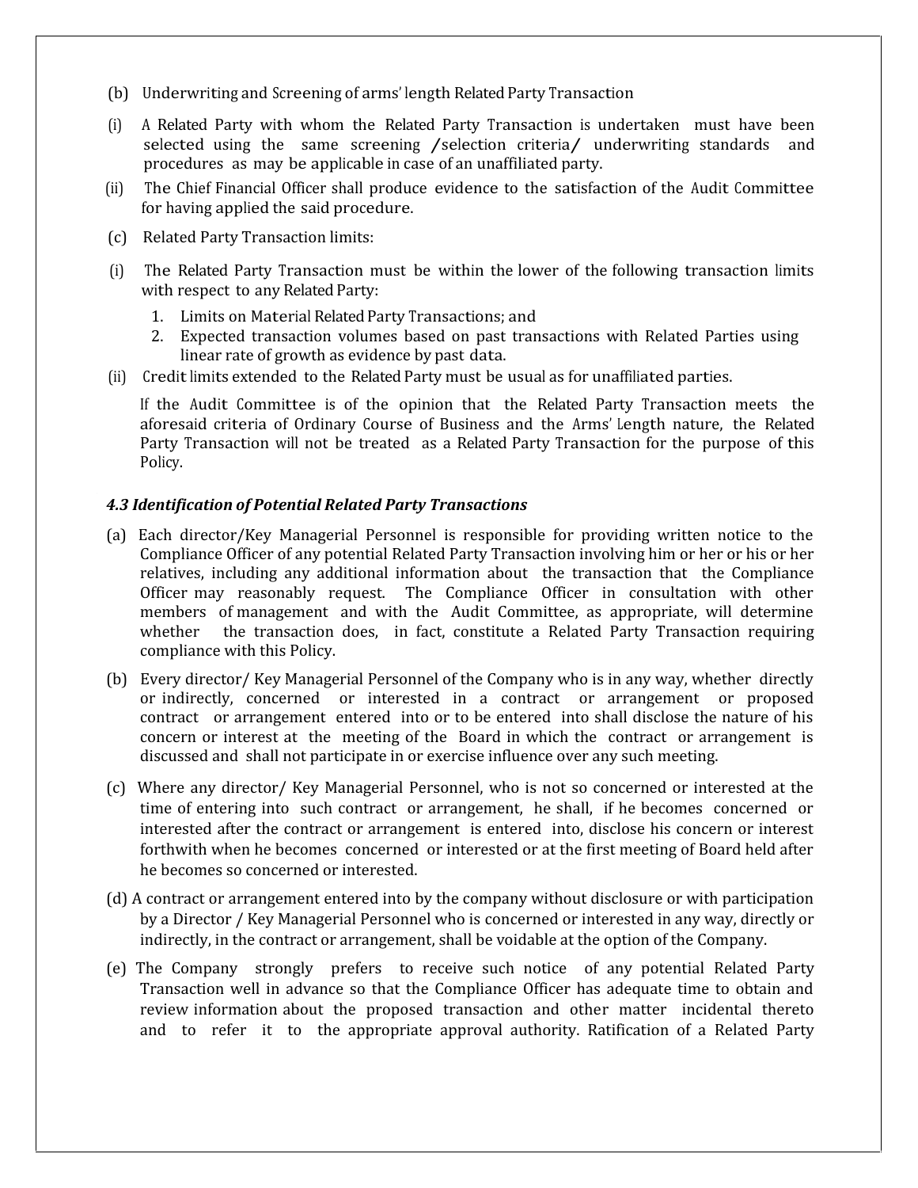(b) Underwriting and Screening of arms' length Related Party Transaction

(i) A Related Party with whom the Related Party Transaction is undertaken must have been selected using the same screening /selection criteria/ underwriting standards and procedures as may be applicable in case of an unaffiliated party.

(ii) The Chief Financial Officer shall produce evidence to the satisfaction of the Audit Committee for having applied the said procedure.

(c) Related Party Transaction limits:

(i) The Related Party Transaction must be within the lower of the following transaction limits with respect to any Related Party:

1. Limits on Material Related Party Transactions; and
2. Expected transaction volumes based on past transactions with Related Parties using linear rate of growth as evidence by past data.

(ii) Credit limits extended to the Related Party must be usual as for unaffiliated parties.

If the Audit Committee is of the opinion that the Related Party Transaction meets the aforesaid criteria of Ordinary Course of Business and the Arms' Length nature, the Related Party Transaction will not be treated as a Related Party Transaction for the purpose of this Policy.

### *4.3 Identification of Potential Related Party Transactions*

(a) Each director/Key Managerial Personnel is responsible for providing written notice to the Compliance Officer of any potential Related Party Transaction involving him or her or his or her relatives, including any additional information about the transaction that the Compliance Officer may reasonably request. The Compliance Officer in consultation with other members of management and with the Audit Committee, as appropriate, will determine whether the transaction does, in fact, constitute a Related Party Transaction requiring compliance with this Policy.

(b) Every director/ Key Managerial Personnel of the Company who is in any way, whether directly or indirectly, concerned or interested in a contract or arrangement or proposed contract or arrangement entered into or to be entered into shall disclose the nature of his concern or interest at the meeting of the Board in which the contract or arrangement is discussed and shall not participate in or exercise influence over any such meeting.

(c) Where any director/ Key Managerial Personnel, who is not so concerned or interested at the time of entering into such contract or arrangement, he shall, if he becomes concerned or interested after the contract or arrangement is entered into, disclose his concern or interest forthwith when he becomes concerned or interested or at the first meeting of Board held after he becomes so concerned or interested.

(d) A contract or arrangement entered into by the company without disclosure or with participation by a Director / Key Managerial Personnel who is concerned or interested in any way, directly or indirectly, in the contract or arrangement, shall be voidable at the option of the Company.

(e) The Company strongly prefers to receive such notice of any potential Related Party Transaction well in advance so that the Compliance Officer has adequate time to obtain and review information about the proposed transaction and other matter incidental thereto and to refer it to the appropriate approval authority. Ratification of a Related Party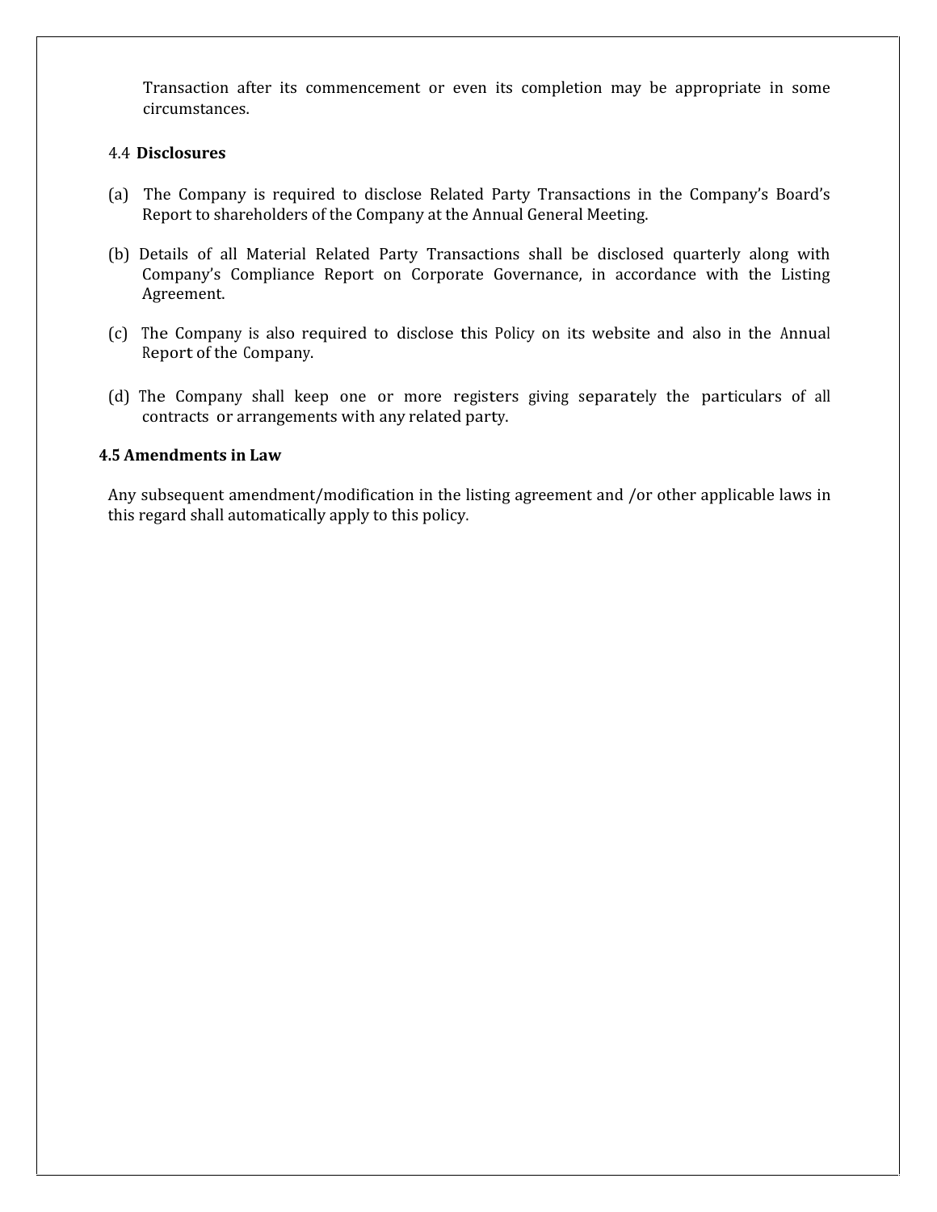Transaction after its commencement or even its completion may be appropriate in some circumstances.

### 4.4 Disclosures

(a) The Company is required to disclose Related Party Transactions in the Company's Board's Report to shareholders of the Company at the Annual General Meeting.

(b) Details of all Material Related Party Transactions shall be disclosed quarterly along with Company's Compliance Report on Corporate Governance, in accordance with the Listing Agreement.

(c) The Company is also required to disclose this Policy on its website and also in the Annual Report of the Company.

(d) The Company shall keep one or more registers giving separately the particulars of all contracts or arrangements with any related party.

### 4.5 Amendments in Law

Any subsequent amendment/modification in the listing agreement and /or other applicable laws in this regard shall automatically apply to this policy.